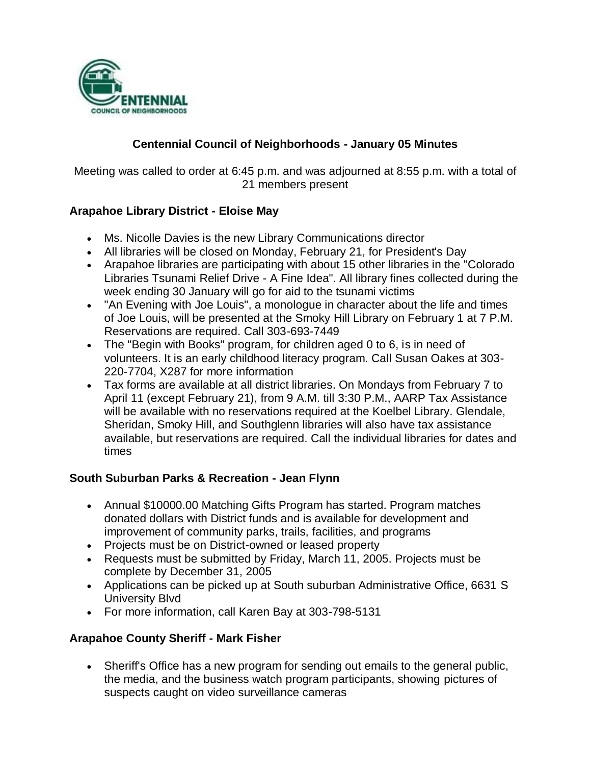# Centennial Council of Neighborhoods - January 05 Minutes

Meeting was called to order at 6:45 p.m. and was adjourned at 8:55 p.m. with a total of 21 members present

### Arapahoe Library District - Eloise May

- Ms. Nicolle Davies is the new Library Communications director
- All libraries will be closed on Monday, February 21, for President's Day
- Arapahoe libraries are participating with about 15 other libraries in the "Colorado Libraries Tsunami Relief Drive - A Fine Idea". All library fines collected during the week ending 30 January will go for aid to the tsunami victims
- "An Evening with Joe Louis", a monologue in character about the life and times of Joe Louis, will be presented at the Smoky Hill Library on February 1 at 7 P.M. Reservations are required. Call 303-693-7449
- The "Begin with Books" program, for children aged 0 to 6, is in need of volunteers. It is an early childhood literacy program. Call Susan Oakes at 303-220-7704, X287 for more information
- Tax forms are available at all district libraries. On Mondays from February 7 to April 11 (except February 21), from 9 A.M. till 3:30 P.M., AARP Tax Assistance will be available with no reservations required at the Koelbel Library. Glendale, Sheridan, Smoky Hill, and Southglenn libraries will also have tax assistance available, but reservations are required. Call the individual libraries for dates and times

### South Suburban Parks & Recreation - Jean Flynn

- Annual $10000.00 Matching Gifts Program has started. Program matches donated dollars with District funds and is available for development and improvement of community parks, trails, facilities, and programs
- Projects must be on District-owned or leased property
- Requests must be submitted by Friday, March 11, 2005. Projects must be complete by December 31, 2005
- Applications can be picked up at South suburban Administrative Office, 6631 S University Blvd
- For more information, call Karen Bay at 303-798-5131

### Arapahoe County Sheriff - Mark Fisher

- Sheriff's Office has a new program for sending out emails to the general public, the media, and the business watch program participants, showing pictures of suspects caught on video surveillance cameras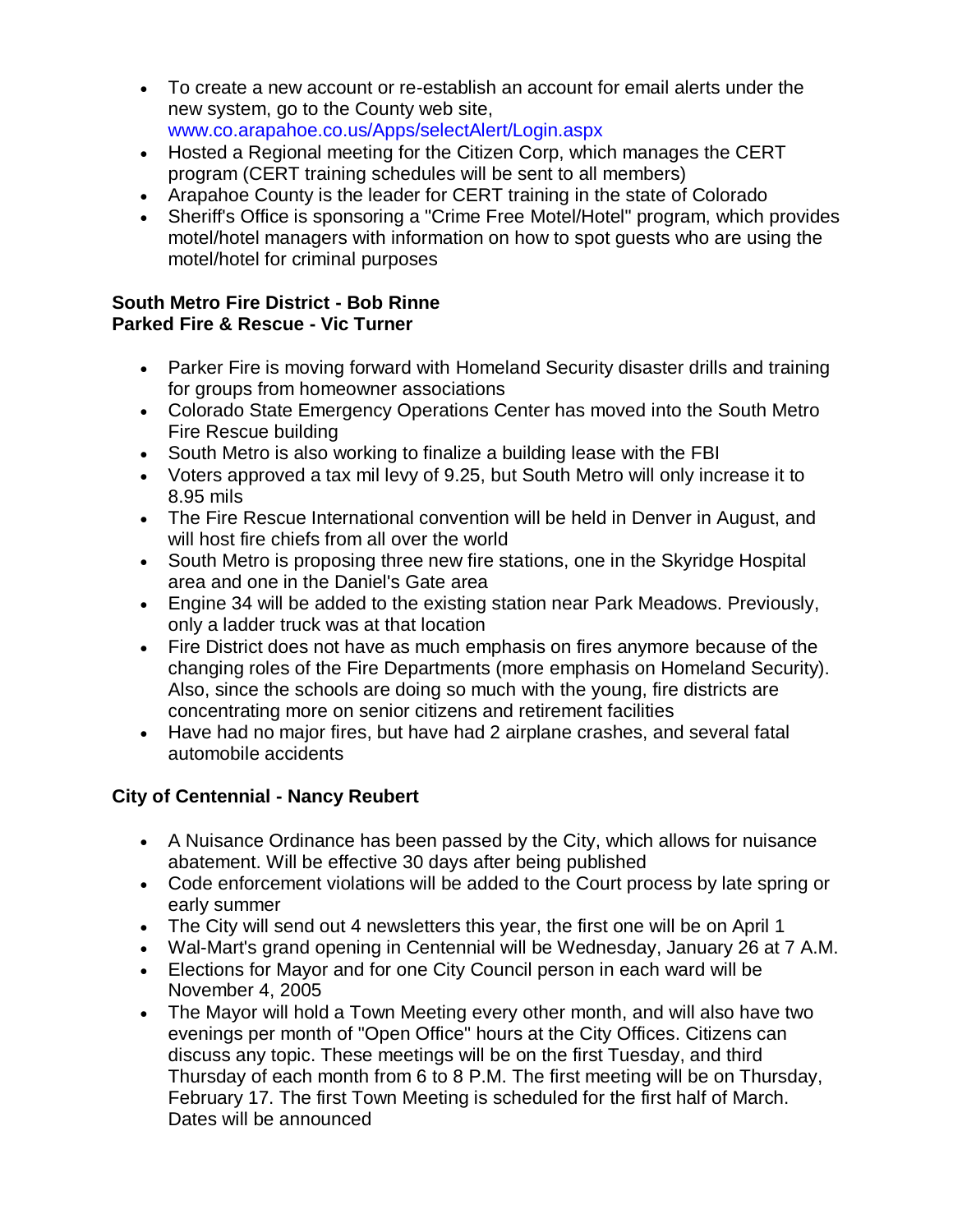- To create a new account or re-establish an account for email alerts under the new system, go to the County web site, www.co.arapahoe.co.us/Apps/selectAlert/Login.aspx
- Hosted a Regional meeting for the Citizen Corp, which manages the CERT program (CERT training schedules will be sent to all members)
- Arapahoe County is the leader for CERT training in the state of Colorado
- Sheriff's Office is sponsoring a "Crime Free Motel/Hotel" program, which provides motel/hotel managers with information on how to spot guests who are using the motel/hotel for criminal purposes

**South Metro Fire District - Bob Rinne**
**Parked Fire & Rescue - Vic Turner**

- Parker Fire is moving forward with Homeland Security disaster drills and training for groups from homeowner associations
- Colorado State Emergency Operations Center has moved into the South Metro Fire Rescue building
- South Metro is also working to finalize a building lease with the FBI
- Voters approved a tax mil levy of 9.25, but South Metro will only increase it to 8.95 mils
- The Fire Rescue International convention will be held in Denver in August, and will host fire chiefs from all over the world
- South Metro is proposing three new fire stations, one in the Skyridge Hospital area and one in the Daniel's Gate area
- Engine 34 will be added to the existing station near Park Meadows. Previously, only a ladder truck was at that location
- Fire District does not have as much emphasis on fires anymore because of the changing roles of the Fire Departments (more emphasis on Homeland Security). Also, since the schools are doing so much with the young, fire districts are concentrating more on senior citizens and retirement facilities
- Have had no major fires, but have had 2 airplane crashes, and several fatal automobile accidents

**City of Centennial - Nancy Reubert**

- A Nuisance Ordinance has been passed by the City, which allows for nuisance abatement. Will be effective 30 days after being published
- Code enforcement violations will be added to the Court process by late spring or early summer
- The City will send out 4 newsletters this year, the first one will be on April 1
- Wal-Mart's grand opening in Centennial will be Wednesday, January 26 at 7 A.M.
- Elections for Mayor and for one City Council person in each ward will be November 4, 2005
- The Mayor will hold a Town Meeting every other month, and will also have two evenings per month of "Open Office" hours at the City Offices. Citizens can discuss any topic. These meetings will be on the first Tuesday, and third Thursday of each month from 6 to 8 P.M. The first meeting will be on Thursday, February 17. The first Town Meeting is scheduled for the first half of March. Dates will be announced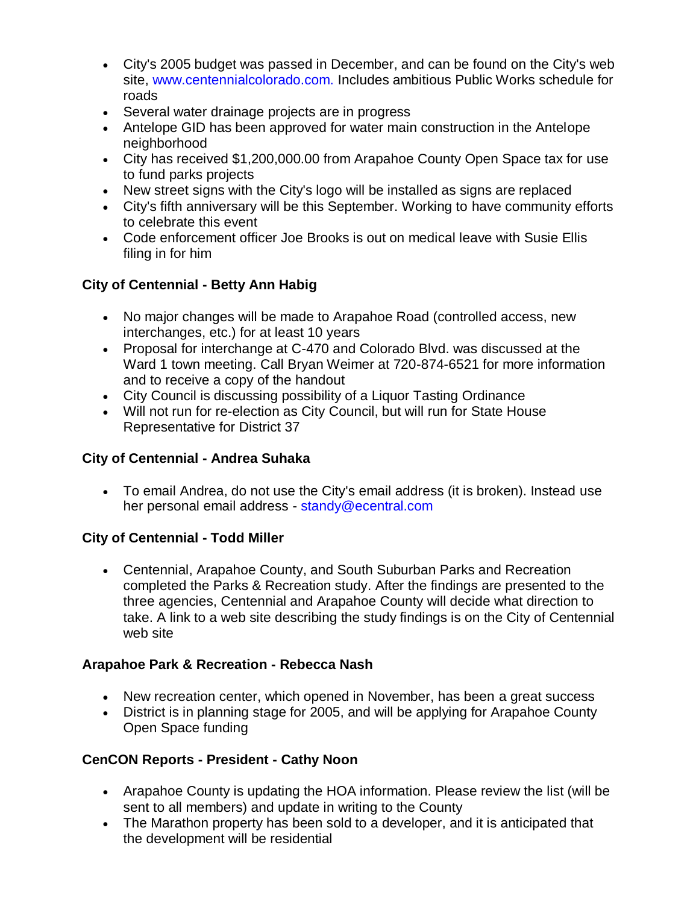- City's 2005 budget was passed in December, and can be found on the City's web site, www.centennialcolorado.com. Includes ambitious Public Works schedule for roads
- Several water drainage projects are in progress
- Antelope GID has been approved for water main construction in the Antelope neighborhood
- City has received $1,200,000.00 from Arapahoe County Open Space tax for use to fund parks projects
- New street signs with the City's logo will be installed as signs are replaced
- City's fifth anniversary will be this September. Working to have community efforts to celebrate this event
- Code enforcement officer Joe Brooks is out on medical leave with Susie Ellis filing in for him

**City of Centennial - Betty Ann Habig**

- No major changes will be made to Arapahoe Road (controlled access, new interchanges, etc.) for at least 10 years
- Proposal for interchange at C-470 and Colorado Blvd. was discussed at the Ward 1 town meeting. Call Bryan Weimer at 720-874-6521 for more information and to receive a copy of the handout
- City Council is discussing possibility of a Liquor Tasting Ordinance
- Will not run for re-election as City Council, but will run for State House Representative for District 37

**City of Centennial - Andrea Suhaka**

- To email Andrea, do not use the City's email address (it is broken). Instead use her personal email address - standy@ecentral.com

**City of Centennial - Todd Miller**

- Centennial, Arapahoe County, and South Suburban Parks and Recreation completed the Parks & Recreation study. After the findings are presented to the three agencies, Centennial and Arapahoe County will decide what direction to take. A link to a web site describing the study findings is on the City of Centennial web site

**Arapahoe Park & Recreation - Rebecca Nash**

- New recreation center, which opened in November, has been a great success
- District is in planning stage for 2005, and will be applying for Arapahoe County Open Space funding

**CenCON Reports - President - Cathy Noon**

- Arapahoe County is updating the HOA information. Please review the list (will be sent to all members) and update in writing to the County
- The Marathon property has been sold to a developer, and it is anticipated that the development will be residential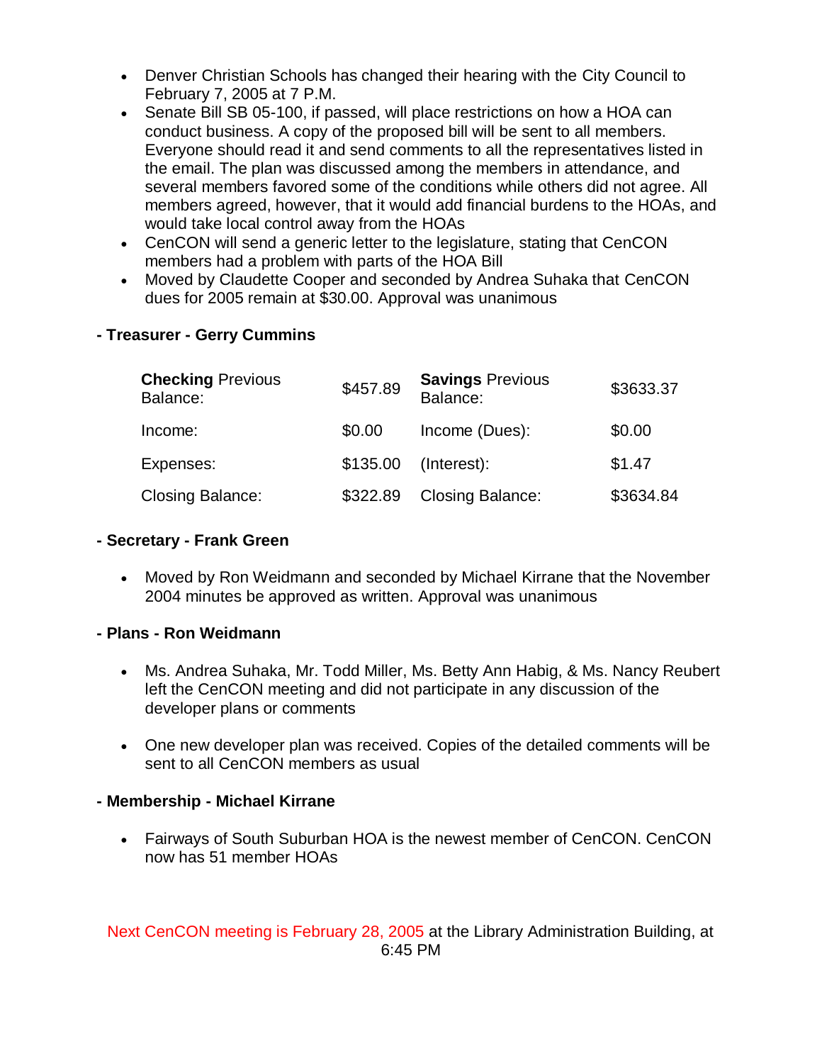- Denver Christian Schools has changed their hearing with the City Council to February 7, 2005 at 7 P.M.
- Senate Bill SB 05-100, if passed, will place restrictions on how a HOA can conduct business. A copy of the proposed bill will be sent to all members. Everyone should read it and send comments to all the representatives listed in the email. The plan was discussed among the members in attendance, and several members favored some of the conditions while others did not agree. All members agreed, however, that it would add financial burdens to the HOAs, and would take local control away from the HOAs
- CenCON will send a generic letter to the legislature, stating that CenCON members had a problem with parts of the HOA Bill
- Moved by Claudette Cooper and seconded by Andrea Suhaka that CenCON dues for 2005 remain at $30.00. Approval was unanimous

**- Treasurer - Gerry Cummins**

| | | | |
|---|---|---|---|
| **Checking** Previous Balance: | $457.89 | **Savings** Previous Balance: | $3633.37 |
| Income: | $0.00 | Income (Dues): | $0.00 |
| Expenses: | $135.00 | (Interest): | $1.47 |
| Closing Balance: | $322.89 | Closing Balance: | $3634.84 |

**- Secretary - Frank Green**

- Moved by Ron Weidmann and seconded by Michael Kirrane that the November 2004 minutes be approved as written. Approval was unanimous

**- Plans - Ron Weidmann**

- Ms. Andrea Suhaka, Mr. Todd Miller, Ms. Betty Ann Habig, & Ms. Nancy Reubert left the CenCON meeting and did not participate in any discussion of the developer plans or comments

- One new developer plan was received. Copies of the detailed comments will be sent to all CenCON members as usual

**- Membership - Michael Kirrane**

- Fairways of South Suburban HOA is the newest member of CenCON. CenCON now has 51 member HOAs

Next CenCON meeting is February 28, 2005 at the Library Administration Building, at 6:45 PM